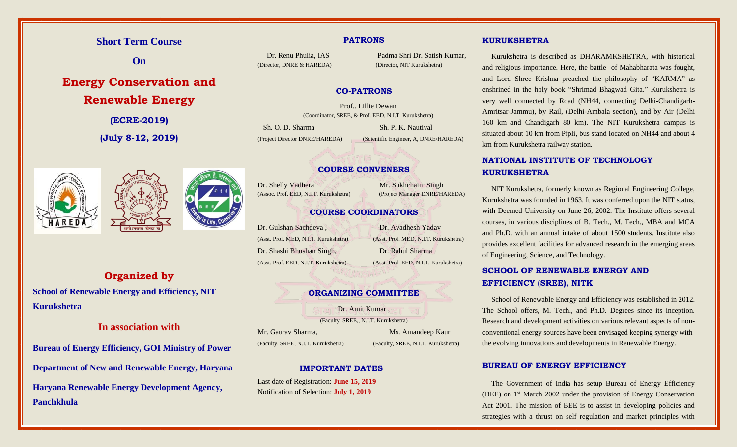## Short Term Course

**On**

# Energy Conservation and Renewable Energy

**(ECRE-2019)**

**(July 8-12, 2019)**

## Organized by

**School of Renewable Energy and Efficiency, NIT Kurukshetra**

## In association with

**Bureau of Energy Efficiency, GOI Ministry of Power**

**Department of New and Renewable Energy, Haryana**

**Haryana Renewable Energy Development Agency, Panchkhula**

## PATRONS

Dr. Renu Phulia, IAS
(Director, DNRE & HAREDA)

Padma Shri Dr. Satish Kumar,
(Director, NIT Kurukshetra)

## CO-PATRONS

Prof.. Lillie Dewan
(Coordinator, SREE, & Prof. EED, N.I.T. Kurukshetra)

Sh. O. D. Sharma
(Project Director DNRE/HAREDA)

Sh. P. K. Nautiyal
(Scientific Engineer, A, DNRE/HAREDA)

## COURSE CONVENERS

Dr. Shelly Vadhera
(Assoc. Prof. EED, N.I.T. Kurukshetra)

Mr. Sukhchain Singh
(Project Manager DNRE/HAREDA)

## COURSE COORDINATORS

Dr. Gulshan Sachdeva ,
(Asst. Prof. MED, N.I.T. Kurukshetra)

Dr. Avadhesh Yadav
(Asst. Prof. MED, N.I.T. Kurukshetra)

Dr. Shashi Bhushan Singh,
(Asst. Prof. EED, N.I.T. Kurukshetra)

Dr. Rahul Sharma
(Asst. Prof. EED, N.I.T. Kurukshetra)

## ORGANIZING COMMITTEE

Dr. Amit Kumar ,
(Faculty, SREE,, N.I.T. Kurukshetra)

Mr. Gaurav Sharma,
(Faculty, SREE, N.I.T. Kurukshetra)

Ms. Amandeep Kaur
(Faculty, SREE, N.I.T. Kurukshetra)

## IMPORTANT DATES

Last date of Registration: **June 15, 2019**
Notification of Selection: **July 1, 2019**

## KURUKSHETRA

Kurukshetra is described as DHARAMKSHETRA, with historical and religious importance. Here, the battle of Mahabharata was fought, and Lord Shree Krishna preached the philosophy of "KARMA" as enshrined in the holy book "Shrimad Bhagwad Gita." Kurukshetra is very well connected by Road (NH44, connecting Delhi-Chandigarh-Amritsar-Jammu), by Rail, (Delhi-Ambala section), and by Air (Delhi 160 km and Chandigarh 80 km). The NIT Kurukshetra campus is situated about 10 km from Pipli, bus stand located on NH44 and about 4 km from Kurukshetra railway station.

## NATIONAL INSTITUTE OF TECHNOLOGY KURUKSHETRA

NIT Kurukshetra, formerly known as Regional Engineering College, Kurukshetra was founded in 1963. It was conferred upon the NIT status, with Deemed University on June 26, 2002. The Institute offers several courses, in various disciplines of B. Tech., M. Tech., MBA and MCA and Ph.D. with an annual intake of about 1500 students. Institute also provides excellent facilities for advanced research in the emerging areas of Engineering, Science, and Technology.

## SCHOOL OF RENEWABLE ENERGY AND EFFICIENCY (SREE), NITK

School of Renewable Energy and Efficiency was established in 2012. The School offers, M. Tech., and Ph.D. Degrees since its inception. Research and development activities on various relevant aspects of non-conventional energy sources have been envisaged keeping synergy with the evolving innovations and developments in Renewable Energy.

## BUREAU OF ENERGY EFFICIENCY

The Government of India has setup Bureau of Energy Efficiency (BEE) on 1st March 2002 under the provision of Energy Conservation Act 2001. The mission of BEE is to assist in developing policies and strategies with a thrust on self regulation and market principles with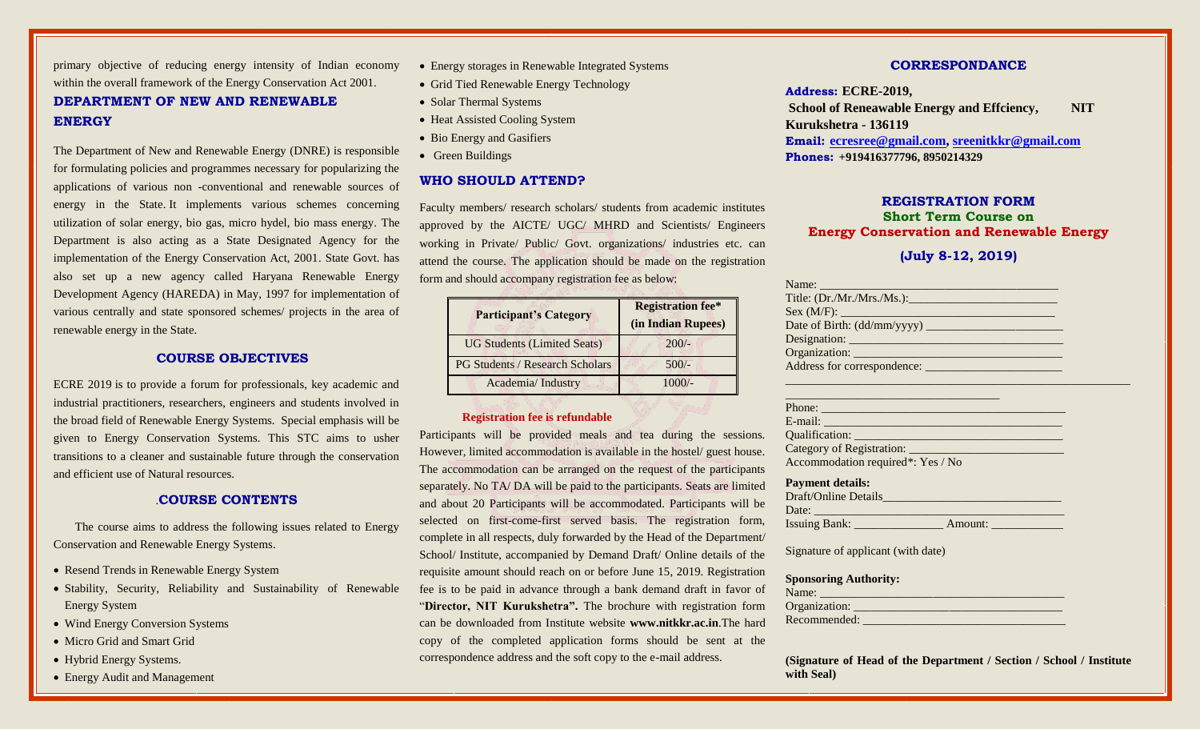primary objective of reducing energy intensity of Indian economy within the overall framework of the Energy Conservation Act 2001.

## DEPARTMENT OF NEW AND RENEWABLE ENERGY

The Department of New and Renewable Energy (DNRE) is responsible for formulating policies and programmes necessary for popularizing the applications of various non -conventional and renewable sources of energy in the State. It implements various schemes concerning utilization of solar energy, bio gas, micro hydel, bio mass energy. The Department is also acting as a State Designated Agency for the implementation of the Energy Conservation Act, 2001. State Govt. has also set up a new agency called Haryana Renewable Energy Development Agency (HAREDA) in May, 1997 for implementation of various centrally and state sponsored schemes/ projects in the area of renewable energy in the State.

## COURSE OBJECTIVES

ECRE 2019 is to provide a forum for professionals, key academic and industrial practitioners, researchers, engineers and students involved in the broad field of Renewable Energy Systems. Special emphasis will be given to Energy Conservation Systems. This STC aims to usher transitions to a cleaner and sustainable future through the conservation and efficient use of Natural resources.

## .COURSE CONTENTS

The course aims to address the following issues related to Energy Conservation and Renewable Energy Systems.

- Resend Trends in Renewable Energy System
- Stability, Security, Reliability and Sustainability of Renewable Energy System
- Wind Energy Conversion Systems
- Micro Grid and Smart Grid
- Hybrid Energy Systems.
- Energy Audit and Management
- Energy storages in Renewable Integrated Systems
- Grid Tied Renewable Energy Technology
- Solar Thermal Systems
- Heat Assisted Cooling System
- Bio Energy and Gasifiers
- Green Buildings

## WHO SHOULD ATTEND?

Faculty members/ research scholars/ students from academic institutes approved by the AICTE/ UGC/ MHRD and Scientists/ Engineers working in Private/ Public/ Govt. organizations/ industries etc. can attend the course. The application should be made on the registration form and should accompany registration fee as below:

| Participant's Category | Registration fee* (in Indian Rupees) |
|---|---|
| UG Students (Limited Seats) | 200/- |
| PG Students / Research Scholars | 500/- |
| Academia/ Industry | 1000/- |

**Registration fee is refundable**

Participants will be provided meals and tea during the sessions. However, limited accommodation is available in the hostel/ guest house. The accommodation can be arranged on the request of the participants separately. No TA/ DA will be paid to the participants. Seats are limited and about 20 Participants will be accommodated. Participants will be selected on first-come-first served basis. The registration form, complete in all respects, duly forwarded by the Head of the Department/ School/ Institute, accompanied by Demand Draft/ Online details of the requisite amount should reach on or before June 15, 2019. Registration fee is to be paid in advance through a bank demand draft in favor of "**Director, NIT Kurukshetra".** The brochure with registration form can be downloaded from Institute website **www.nitkkr.ac.in**.The hard copy of the completed application forms should be sent at the correspondence address and the soft copy to the e-mail address.

## CORRESPONDANCE

**Address: ECRE-2019,**
**School of Reneawable Energy and Effciency, NIT Kurukshetra - 136119**
**Email: ecresree@gmail.com, sreenitkkr@gmail.com**
**Phones: +919416377796, 8950214329**

## REGISTRATION FORM
### Short Term Course on
### Energy Conservation and Renewable Energy
### (July 8-12, 2019)

Name: ______________________________________
Title: (Dr./Mr./Mrs./Ms.):_________________________
Sex (M/F): __________________________________
Date of Birth: (dd/mm/yyyy) ______________________
Designation: _________________________________
Organization: ________________________________
Address for correspondence: ______________________
______________________________________________________
__________________________________
Phone: ______________________________________
E-mail: ______________________________________
Qualification: ________________________________
Category of Registration: _________________________
Accommodation required*: Yes / No

**Payment details:**
Draft/Online Details______________________________
Date: ______________________________________
Issuing Bank: _______________ Amount: ____________

Signature of applicant (with date)

**Sponsoring Authority:**
Name: ______________________________________
Organization: _________________________________
Recommended: ________________________________

**(Signature of Head of the Department / Section / School / Institute with Seal)**